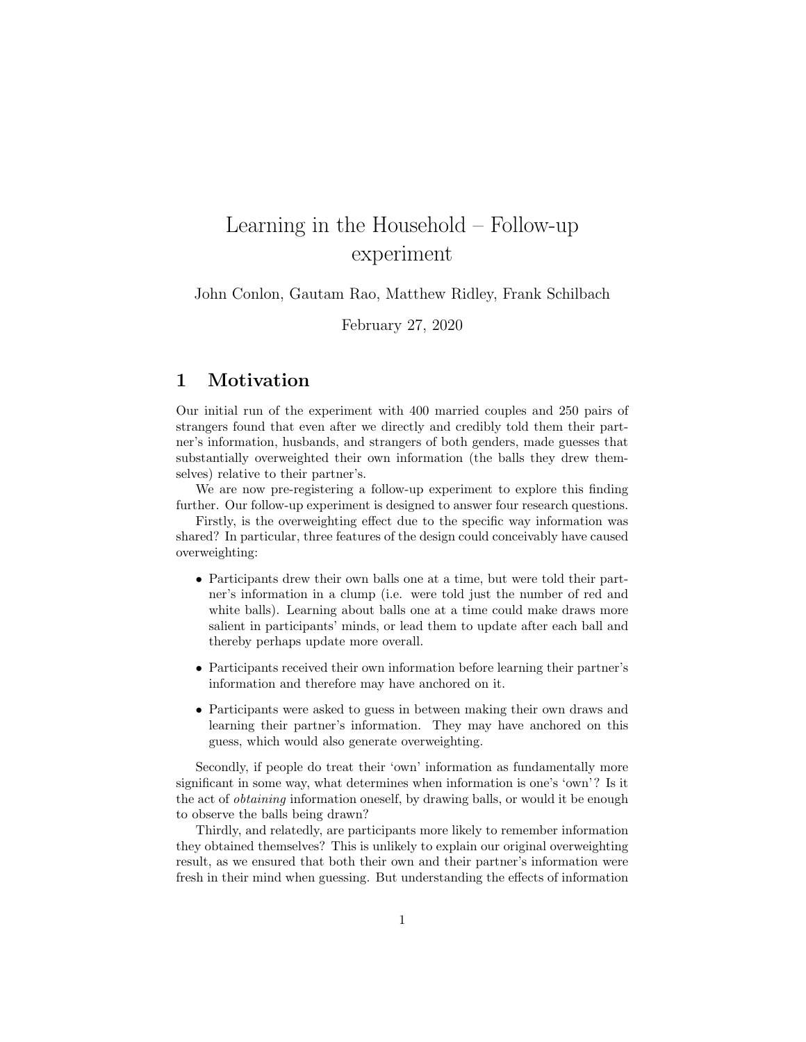// Learning in the Household – Follow-up experiment

John Conlon, Gautam Rao, Matthew Ridley, Frank Schilbach

February 27, 2020

## 1 Motivation

Our initial run of the experiment with 400 married couples and 250 pairs of strangers found that even after we directly and credibly told them their partner's information, husbands, and strangers of both genders, made guesses that substantially overweighted their own information (the balls they drew themselves) relative to their partner's.

We are now pre-registering a follow-up experiment to explore this finding further. Our follow-up experiment is designed to answer four research questions.

Firstly, is the overweighting effect due to the specific way information was shared? In particular, three features of the design could conceivably have caused overweighting:

- Participants drew their own balls one at a time, but were told their partner's information in a clump (i.e. were told just the number of red and white balls). Learning about balls one at a time could make draws more salient in participants' minds, or lead them to update after each ball and thereby perhaps update more overall.
- Participants received their own information before learning their partner's information and therefore may have anchored on it.
- Participants were asked to guess in between making their own draws and learning their partner's information. They may have anchored on this guess, which would also generate overweighting.

Secondly, if people do treat their 'own' information as fundamentally more significant in some way, what determines when information is one's 'own'? Is it the act of *obtaining* information oneself, by drawing balls, or would it be enough to observe the balls being drawn?

Thirdly, and relatedly, are participants more likely to remember information they obtained themselves? This is unlikely to explain our original overweighting result, as we ensured that both their own and their partner's information were fresh in their mind when guessing. But understanding the effects of information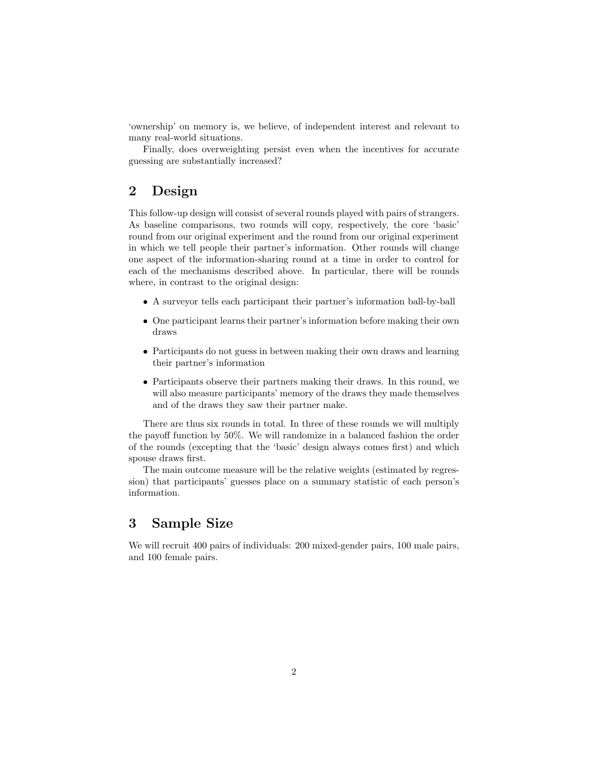'ownership' on memory is, we believe, of independent interest and relevant to many real-world situations.

Finally, does overweighting persist even when the incentives for accurate guessing are substantially increased?

## 2 Design

This follow-up design will consist of several rounds played with pairs of strangers. As baseline comparisons, two rounds will copy, respectively, the core 'basic' round from our original experiment and the round from our original experiment in which we tell people their partner's information. Other rounds will change one aspect of the information-sharing round at a time in order to control for each of the mechanisms described above. In particular, there will be rounds where, in contrast to the original design:

- A surveyor tells each participant their partner's information ball-by-ball
- One participant learns their partner's information before making their own draws
- Participants do not guess in between making their own draws and learning their partner's information
- Participants observe their partners making their draws. In this round, we will also measure participants' memory of the draws they made themselves and of the draws they saw their partner make.

There are thus six rounds in total. In three of these rounds we will multiply the payoff function by 50%. We will randomize in a balanced fashion the order of the rounds (excepting that the 'basic' design always comes first) and which spouse draws first.

The main outcome measure will be the relative weights (estimated by regression) that participants' guesses place on a summary statistic of each person's information.

## 3 Sample Size

We will recruit 400 pairs of individuals: 200 mixed-gender pairs, 100 male pairs, and 100 female pairs.